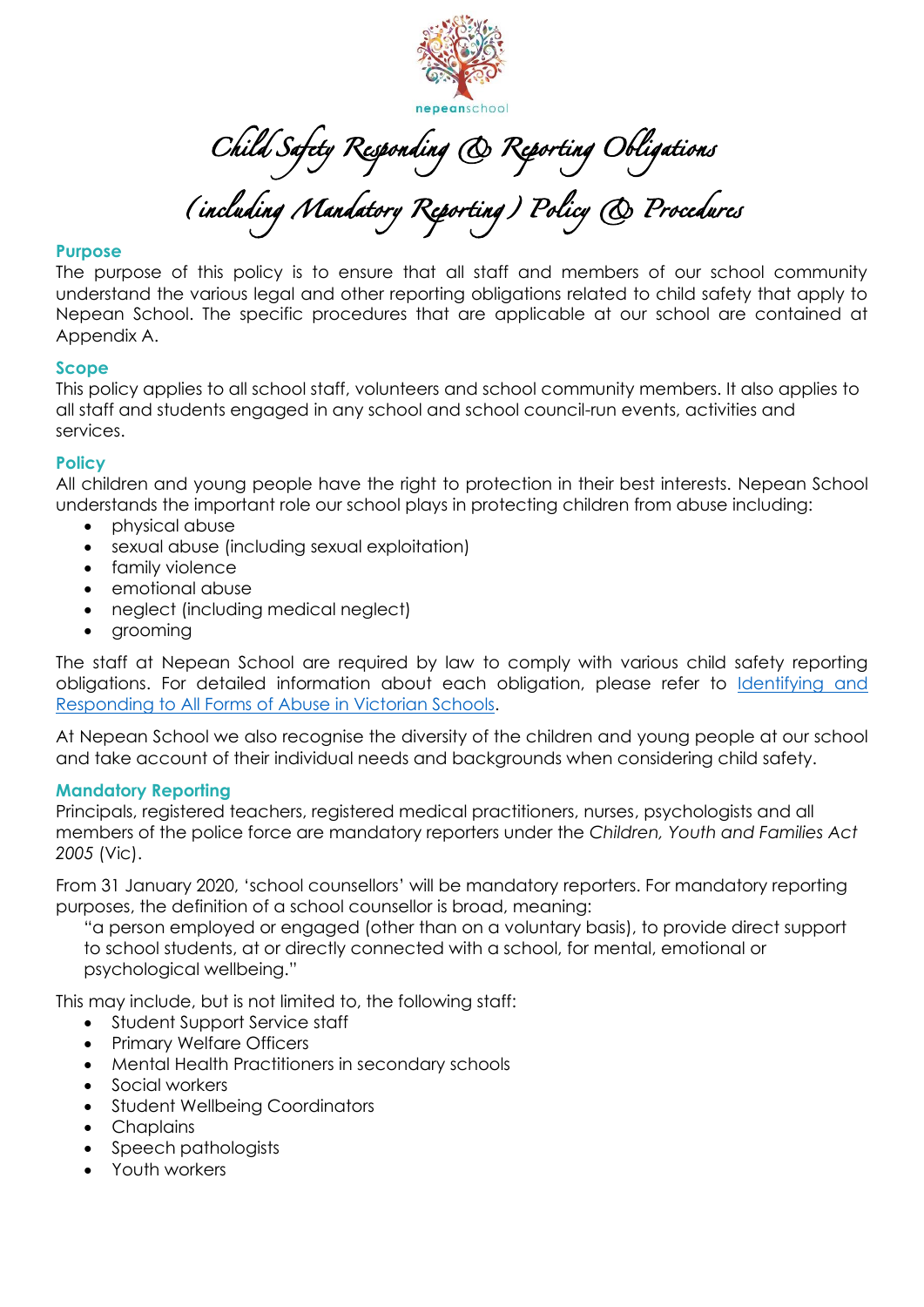nepeanschool

# Child Safety Responding & Reporting Obligations (including Mandatory Reporting) Policy & Procedures

## Purpose

The purpose of this policy is to ensure that all staff and members of our school community understand the various legal and other reporting obligations related to child safety that apply to Nepean School. The specific procedures that are applicable at our school are contained at Appendix A.

## Scope

This policy applies to all school staff, volunteers and school community members. It also applies to all staff and students engaged in any school and school council-run events, activities and services.

## Policy

All children and young people have the right to protection in their best interests. Nepean School understands the important role our school plays in protecting children from abuse including:

- physical abuse
- sexual abuse (including sexual exploitation)
- family violence
- emotional abuse
- neglect (including medical neglect)
- grooming

The staff at Nepean School are required by law to comply with various child safety reporting obligations. For detailed information about each obligation, please refer to [Identifying and Responding to All Forms of Abuse in Victorian Schools](#).

At Nepean School we also recognise the diversity of the children and young people at our school and take account of their individual needs and backgrounds when considering child safety.

## Mandatory Reporting

Principals, registered teachers, registered medical practitioners, nurses, psychologists and all members of the police force are mandatory reporters under the *Children, Youth and Families Act 2005* (Vic).

From 31 January 2020, 'school counsellors' will be mandatory reporters. For mandatory reporting purposes, the definition of a school counsellor is broad, meaning:

> "a person employed or engaged (other than on a voluntary basis), to provide direct support to school students, at or directly connected with a school, for mental, emotional or psychological wellbeing."

This may include, but is not limited to, the following staff:

- Student Support Service staff
- Primary Welfare Officers
- Mental Health Practitioners in secondary schools
- Social workers
- Student Wellbeing Coordinators
- Chaplains
- Speech pathologists
- Youth workers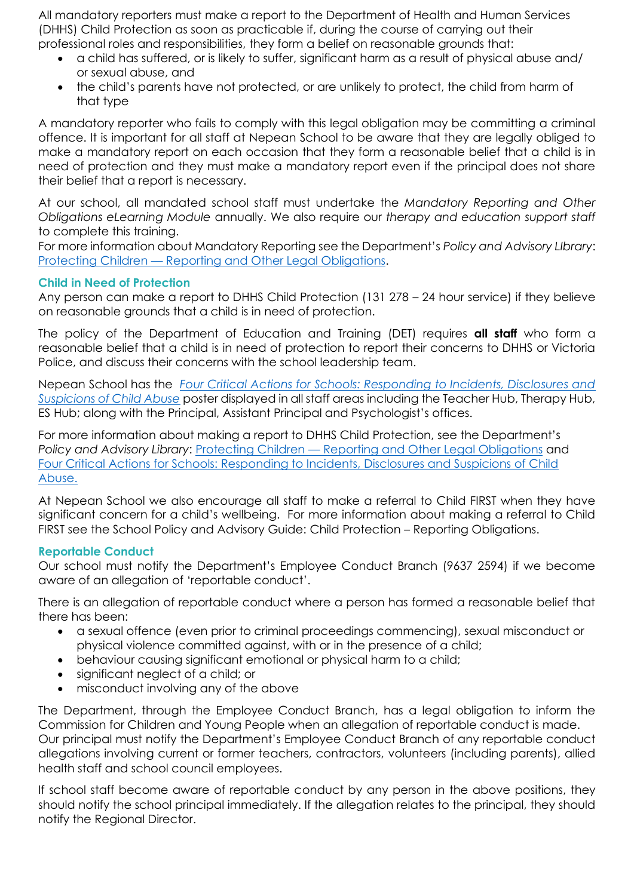All mandatory reporters must make a report to the Department of Health and Human Services (DHHS) Child Protection as soon as practicable if, during the course of carrying out their professional roles and responsibilities, they form a belief on reasonable grounds that:

- a child has suffered, or is likely to suffer, significant harm as a result of physical abuse and/ or sexual abuse, and
- the child's parents have not protected, or are unlikely to protect, the child from harm of that type

A mandatory reporter who fails to comply with this legal obligation may be committing a criminal offence. It is important for all staff at Nepean School to be aware that they are legally obliged to make a mandatory report on each occasion that they form a reasonable belief that a child is in need of protection and they must make a mandatory report even if the principal does not share their belief that a report is necessary.

At our school, all mandated school staff must undertake the *Mandatory Reporting and Other Obligations eLearning Module* annually. We also require our *therapy and education support staff* to complete this training.

For more information about Mandatory Reporting see the Department's *Policy and Advisory LIbrary*: [Protecting Children — Reporting and Other Legal Obligations](#).

### Child in Need of Protection

Any person can make a report to DHHS Child Protection (131 278 – 24 hour service) if they believe on reasonable grounds that a child is in need of protection.

The policy of the Department of Education and Training (DET) requires **all staff** who form a reasonable belief that a child is in need of protection to report their concerns to DHHS or Victoria Police, and discuss their concerns with the school leadership team.

Nepean School has the *[Four Critical Actions for Schools: Responding to Incidents, Disclosures and Suspicions of Child Abuse](#)* poster displayed in all staff areas including the Teacher Hub, Therapy Hub, ES Hub; along with the Principal, Assistant Principal and Psychologist's offices.

For more information about making a report to DHHS Child Protection, see the Department's *Policy and Advisory Library*: [Protecting Children — Reporting and Other Legal Obligations](#) and [Four Critical Actions for Schools: Responding to Incidents, Disclosures and Suspicions of Child Abuse.](#)

At Nepean School we also encourage all staff to make a referral to Child FIRST when they have significant concern for a child's wellbeing. For more information about making a referral to Child FIRST see the School Policy and Advisory Guide: Child Protection – Reporting Obligations.

### Reportable Conduct

Our school must notify the Department's Employee Conduct Branch (9637 2594) if we become aware of an allegation of 'reportable conduct'.

There is an allegation of reportable conduct where a person has formed a reasonable belief that there has been:

- a sexual offence (even prior to criminal proceedings commencing), sexual misconduct or physical violence committed against, with or in the presence of a child;
- behaviour causing significant emotional or physical harm to a child;
- significant neglect of a child; or
- misconduct involving any of the above

The Department, through the Employee Conduct Branch, has a legal obligation to inform the Commission for Children and Young People when an allegation of reportable conduct is made. Our principal must notify the Department's Employee Conduct Branch of any reportable conduct allegations involving current or former teachers, contractors, volunteers (including parents), allied health staff and school council employees.

If school staff become aware of reportable conduct by any person in the above positions, they should notify the school principal immediately. If the allegation relates to the principal, they should notify the Regional Director.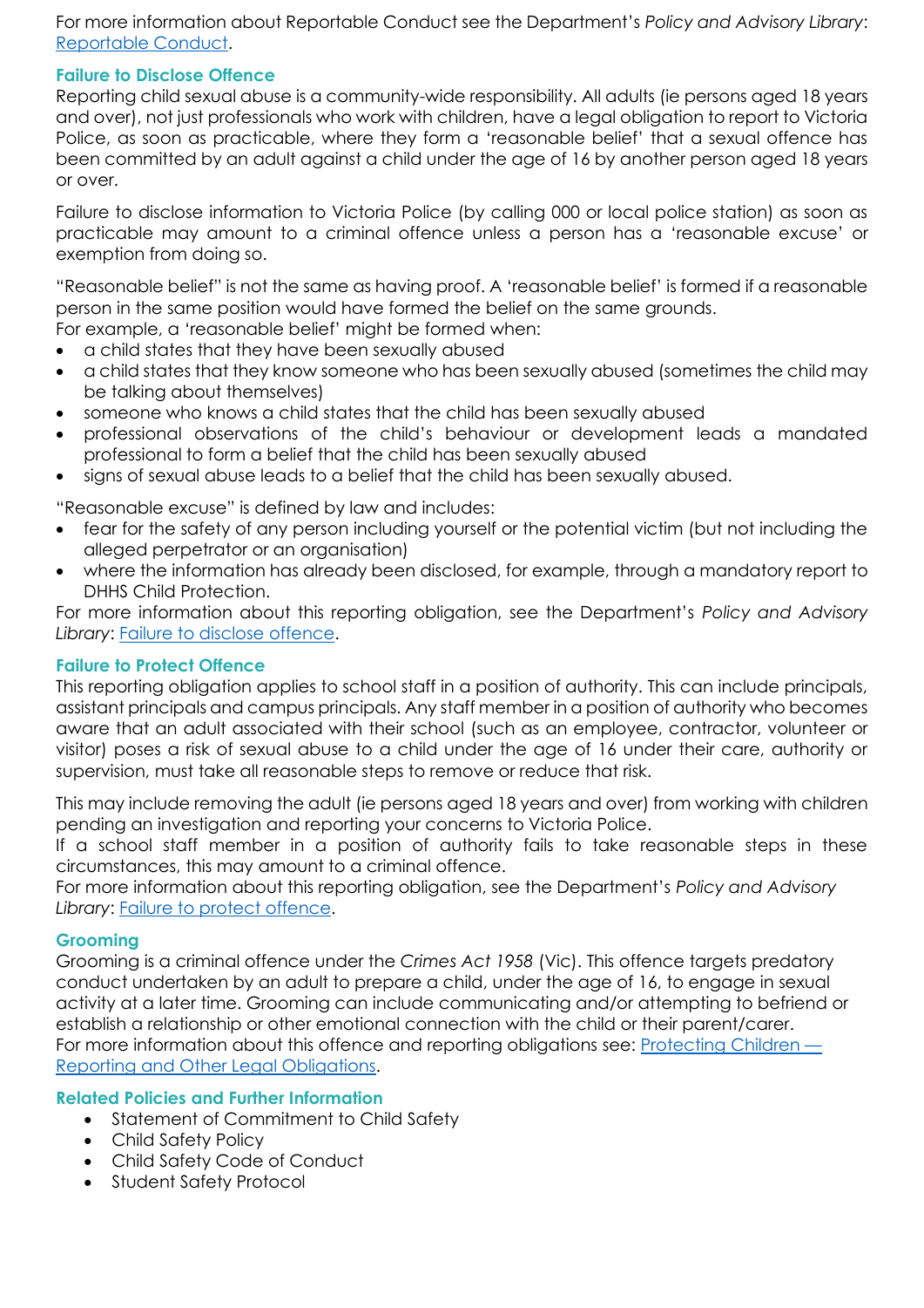For more information about Reportable Conduct see the Department's *Policy and Advisory Library*: Reportable Conduct.

### Failure to Disclose Offence

Reporting child sexual abuse is a community-wide responsibility. All adults (ie persons aged 18 years and over), not just professionals who work with children, have a legal obligation to report to Victoria Police, as soon as practicable, where they form a 'reasonable belief' that a sexual offence has been committed by an adult against a child under the age of 16 by another person aged 18 years or over.

Failure to disclose information to Victoria Police (by calling 000 or local police station) as soon as practicable may amount to a criminal offence unless a person has a 'reasonable excuse' or exemption from doing so.

"Reasonable belief" is not the same as having proof. A 'reasonable belief' is formed if a reasonable person in the same position would have formed the belief on the same grounds.
For example, a 'reasonable belief' might be formed when:

- a child states that they have been sexually abused
- a child states that they know someone who has been sexually abused (sometimes the child may be talking about themselves)
- someone who knows a child states that the child has been sexually abused
- professional observations of the child's behaviour or development leads a mandated professional to form a belief that the child has been sexually abused
- signs of sexual abuse leads to a belief that the child has been sexually abused.

"Reasonable excuse" is defined by law and includes:

- fear for the safety of any person including yourself or the potential victim (but not including the alleged perpetrator or an organisation)
- where the information has already been disclosed, for example, through a mandatory report to DHHS Child Protection.

For more information about this reporting obligation, see the Department's *Policy and Advisory Library*: Failure to disclose offence.

### Failure to Protect Offence

This reporting obligation applies to school staff in a position of authority. This can include principals, assistant principals and campus principals. Any staff member in a position of authority who becomes aware that an adult associated with their school (such as an employee, contractor, volunteer or visitor) poses a risk of sexual abuse to a child under the age of 16 under their care, authority or supervision, must take all reasonable steps to remove or reduce that risk.

This may include removing the adult (ie persons aged 18 years and over) from working with children pending an investigation and reporting your concerns to Victoria Police.
If a school staff member in a position of authority fails to take reasonable steps in these circumstances, this may amount to a criminal offence.
For more information about this reporting obligation, see the Department's *Policy and Advisory Library*: Failure to protect offence.

### Grooming

Grooming is a criminal offence under the *Crimes Act 1958* (Vic). This offence targets predatory conduct undertaken by an adult to prepare a child, under the age of 16, to engage in sexual activity at a later time. Grooming can include communicating and/or attempting to befriend or establish a relationship or other emotional connection with the child or their parent/carer.
For more information about this offence and reporting obligations see: Protecting Children — Reporting and Other Legal Obligations.

### Related Policies and Further Information

- Statement of Commitment to Child Safety
- Child Safety Policy
- Child Safety Code of Conduct
- Student Safety Protocol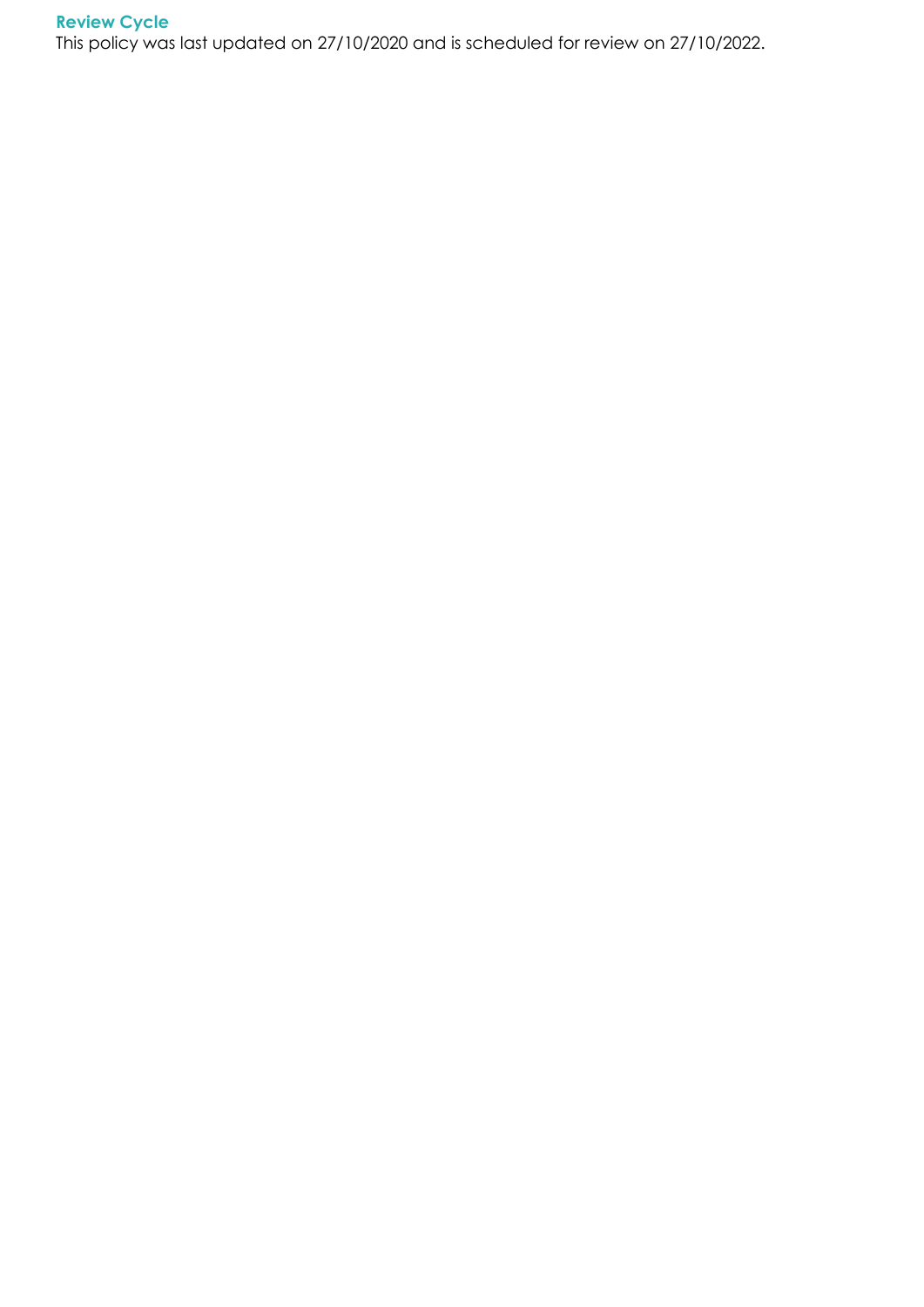### Review Cycle

This policy was last updated on 27/10/2020 and is scheduled for review on 27/10/2022.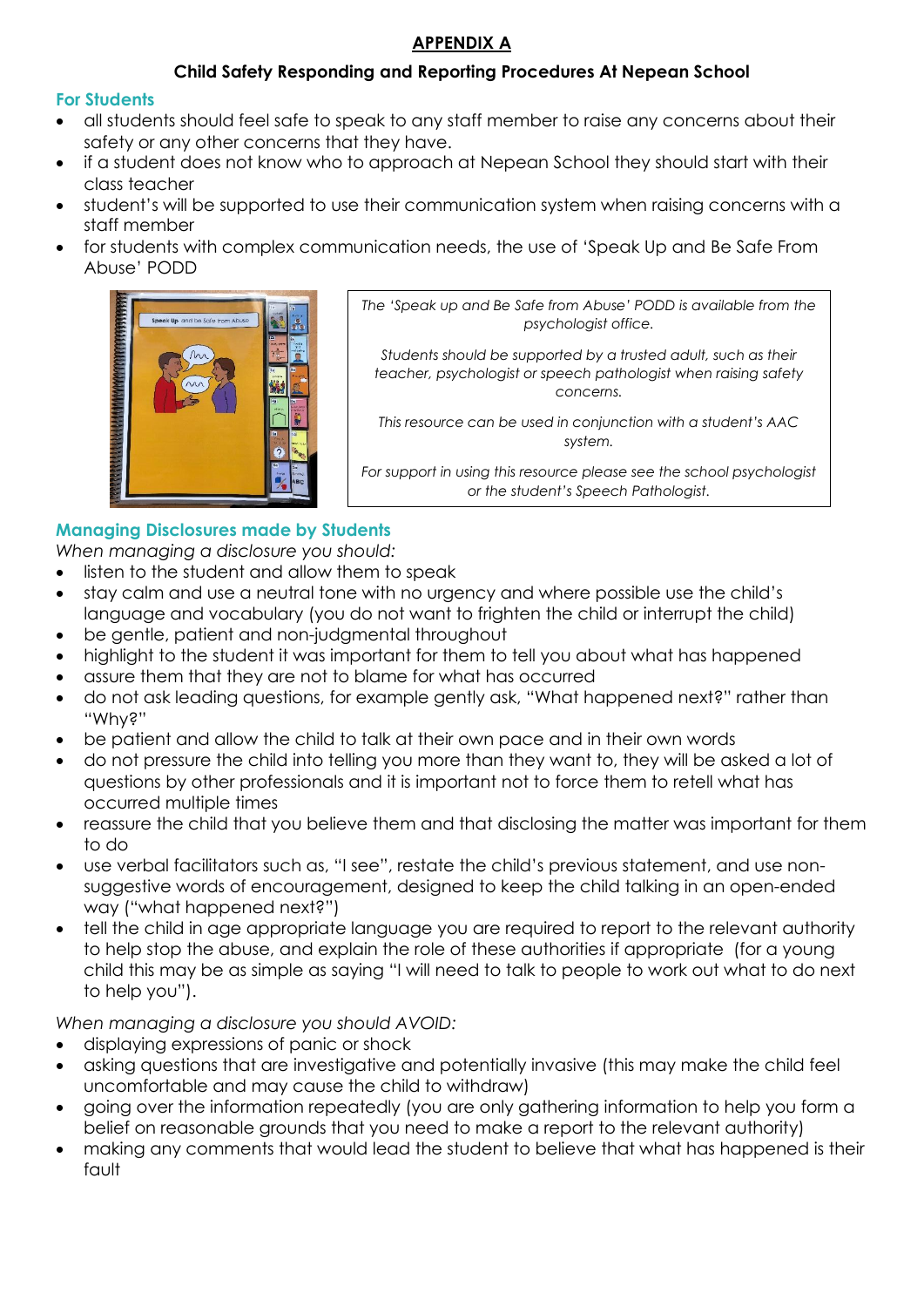**APPENDIX A**

**Child Safety Responding and Reporting Procedures At Nepean School**

### For Students

- all students should feel safe to speak to any staff member to raise any concerns about their safety or any other concerns that they have.
- if a student does not know who to approach at Nepean School they should start with their class teacher
- student's will be supported to use their communication system when raising concerns with a staff member
- for students with complex communication needs, the use of 'Speak Up and Be Safe From Abuse' PODD

*The 'Speak up and Be Safe from Abuse' PODD is available from the psychologist office.*

*Students should be supported by a trusted adult, such as their teacher, psychologist or speech pathologist when raising safety concerns.*

*This resource can be used in conjunction with a student's AAC system.*

*For support in using this resource please see the school psychologist or the student's Speech Pathologist.*

### Managing Disclosures made by Students

*When managing a disclosure you should:*

- listen to the student and allow them to speak
- stay calm and use a neutral tone with no urgency and where possible use the child's language and vocabulary (you do not want to frighten the child or interrupt the child)
- be gentle, patient and non-judgmental throughout
- highlight to the student it was important for them to tell you about what has happened
- assure them that they are not to blame for what has occurred
- do not ask leading questions, for example gently ask, "What happened next?" rather than "Why?"
- be patient and allow the child to talk at their own pace and in their own words
- do not pressure the child into telling you more than they want to, they will be asked a lot of questions by other professionals and it is important not to force them to retell what has occurred multiple times
- reassure the child that you believe them and that disclosing the matter was important for them to do
- use verbal facilitators such as, "I see", restate the child's previous statement, and use non-suggestive words of encouragement, designed to keep the child talking in an open-ended way ("what happened next?")
- tell the child in age appropriate language you are required to report to the relevant authority to help stop the abuse, and explain the role of these authorities if appropriate (for a young child this may be as simple as saying "I will need to talk to people to work out what to do next to help you").

*When managing a disclosure you should AVOID:*

- displaying expressions of panic or shock
- asking questions that are investigative and potentially invasive (this may make the child feel uncomfortable and may cause the child to withdraw)
- going over the information repeatedly (you are only gathering information to help you form a belief on reasonable grounds that you need to make a report to the relevant authority)
- making any comments that would lead the student to believe that what has happened is their fault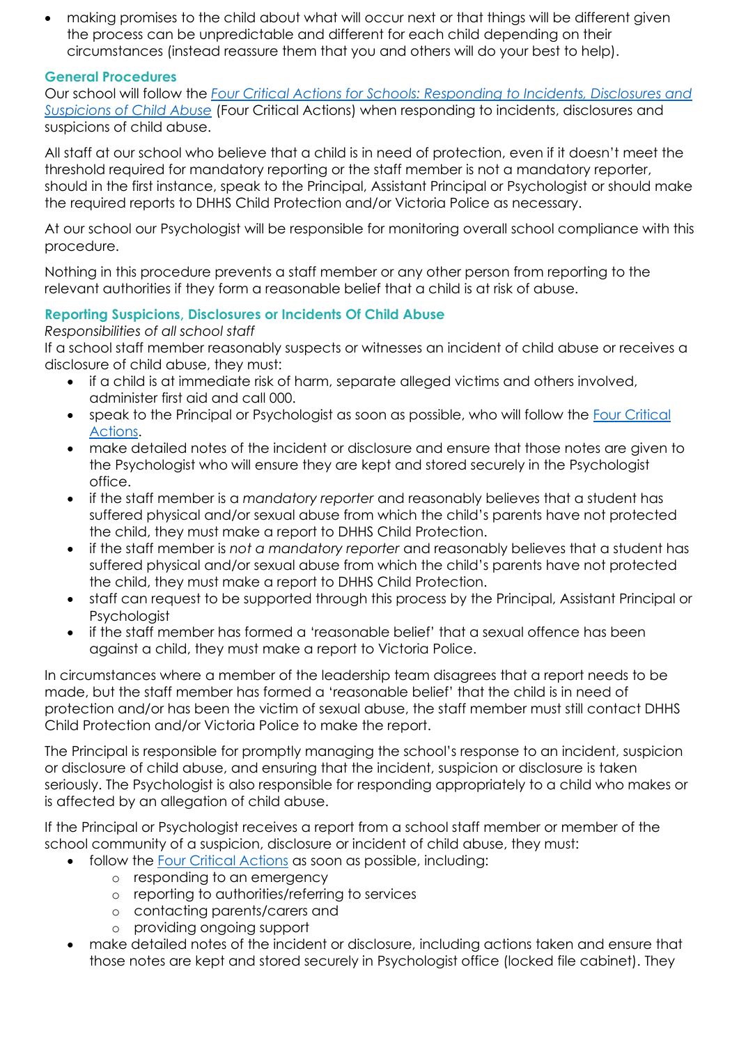- making promises to the child about what will occur next or that things will be different given the process can be unpredictable and different for each child depending on their circumstances (instead reassure them that you and others will do your best to help).

### General Procedures

Our school will follow the [*Four Critical Actions for Schools: Responding to Incidents, Disclosures and Suspicions of Child Abuse*]() (Four Critical Actions) when responding to incidents, disclosures and suspicions of child abuse.

All staff at our school who believe that a child is in need of protection, even if it doesn't meet the threshold required for mandatory reporting or the staff member is not a mandatory reporter, should in the first instance, speak to the Principal, Assistant Principal or Psychologist or should make the required reports to DHHS Child Protection and/or Victoria Police as necessary.

At our school our Psychologist will be responsible for monitoring overall school compliance with this procedure.

Nothing in this procedure prevents a staff member or any other person from reporting to the relevant authorities if they form a reasonable belief that a child is at risk of abuse.

### Reporting Suspicions, Disclosures or Incidents Of Child Abuse

*Responsibilities of all school staff*

If a school staff member reasonably suspects or witnesses an incident of child abuse or receives a disclosure of child abuse, they must:

- if a child is at immediate risk of harm, separate alleged victims and others involved, administer first aid and call 000.
- speak to the Principal or Psychologist as soon as possible, who will follow the [Four Critical Actions]().
- make detailed notes of the incident or disclosure and ensure that those notes are given to the Psychologist who will ensure they are kept and stored securely in the Psychologist office.
- if the staff member is a *mandatory reporter* and reasonably believes that a student has suffered physical and/or sexual abuse from which the child's parents have not protected the child, they must make a report to DHHS Child Protection.
- if the staff member is *not a mandatory reporter* and reasonably believes that a student has suffered physical and/or sexual abuse from which the child's parents have not protected the child, they must make a report to DHHS Child Protection.
- staff can request to be supported through this process by the Principal, Assistant Principal or Psychologist
- if the staff member has formed a 'reasonable belief' that a sexual offence has been against a child, they must make a report to Victoria Police.

In circumstances where a member of the leadership team disagrees that a report needs to be made, but the staff member has formed a 'reasonable belief' that the child is in need of protection and/or has been the victim of sexual abuse, the staff member must still contact DHHS Child Protection and/or Victoria Police to make the report.

The Principal is responsible for promptly managing the school's response to an incident, suspicion or disclosure of child abuse, and ensuring that the incident, suspicion or disclosure is taken seriously. The Psychologist is also responsible for responding appropriately to a child who makes or is affected by an allegation of child abuse.

If the Principal or Psychologist receives a report from a school staff member or member of the school community of a suspicion, disclosure or incident of child abuse, they must:

- follow the [Four Critical Actions]() as soon as possible, including:
  - responding to an emergency
  - reporting to authorities/referring to services
  - contacting parents/carers and
  - providing ongoing support
- make detailed notes of the incident or disclosure, including actions taken and ensure that those notes are kept and stored securely in Psychologist office (locked file cabinet). They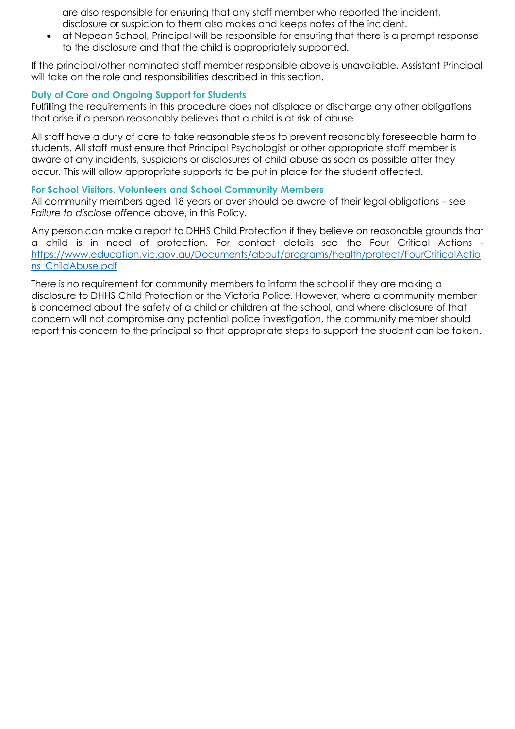are also responsible for ensuring that any staff member who reported the incident, disclosure or suspicion to them also makes and keeps notes of the incident.

- at Nepean School, Principal will be responsible for ensuring that there is a prompt response to the disclosure and that the child is appropriately supported.

If the principal/other nominated staff member responsible above is unavailable, Assistant Principal will take on the role and responsibilities described in this section.

### Duty of Care and Ongoing Support for Students

Fulfilling the requirements in this procedure does not displace or discharge any other obligations that arise if a person reasonably believes that a child is at risk of abuse.

All staff have a duty of care to take reasonable steps to prevent reasonably foreseeable harm to students. All staff must ensure that Principal Psychologist or other appropriate staff member is aware of any incidents, suspicions or disclosures of child abuse as soon as possible after they occur. This will allow appropriate supports to be put in place for the student affected.

### For School Visitors, Volunteers and School Community Members

All community members aged 18 years or over should be aware of their legal obligations – see *Failure to disclose offence* above, in this Policy.

Any person can make a report to DHHS Child Protection if they believe on reasonable grounds that a child is in need of protection. For contact details see the Four Critical Actions - [https://www.education.vic.gov.au/Documents/about/programs/health/protect/FourCriticalActions_ChildAbuse.pdf](https://www.education.vic.gov.au/Documents/about/programs/health/protect/FourCriticalActions_ChildAbuse.pdf)

There is no requirement for community members to inform the school if they are making a disclosure to DHHS Child Protection or the Victoria Police. However, where a community member is concerned about the safety of a child or children at the school, and where disclosure of that concern will not compromise any potential police investigation, the community member should report this concern to the principal so that appropriate steps to support the student can be taken.